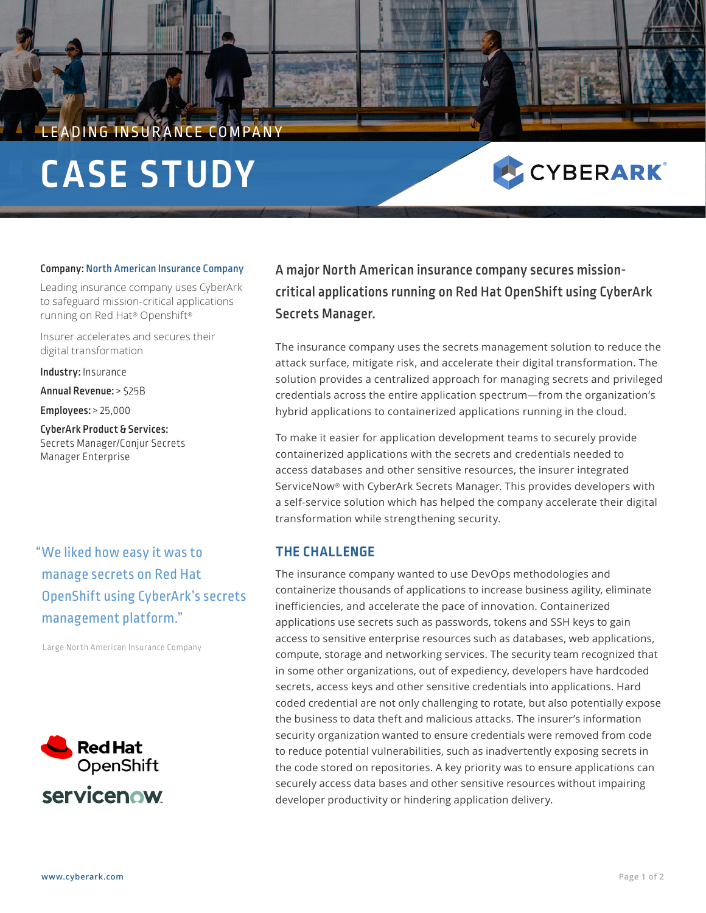LEADING INSURANCE COMPANY

# CASE STUDY

**Company:** North American Insurance Company

Leading insurance company uses CyberArk to safeguard mission-critical applications running on Red Hat® Openshift®

Insurer accelerates and secures their digital transformation

**Industry:** Insurance

**Annual Revenue:** > $25B

**Employees:** > 25,000

**CyberArk Product & Services:**
Secrets Manager/Conjur Secrets Manager Enterprise

> "We liked how easy it was to manage secrets on Red Hat OpenShift using CyberArk's secrets management platform."
>
> Large North American Insurance Company

## A major North American insurance company secures mission-critical applications running on Red Hat OpenShift using CyberArk Secrets Manager.

The insurance company uses the secrets management solution to reduce the attack surface, mitigate risk, and accelerate their digital transformation. The solution provides a centralized approach for managing secrets and privileged credentials across the entire application spectrum—from the organization's hybrid applications to containerized applications running in the cloud.

To make it easier for application development teams to securely provide containerized applications with the secrets and credentials needed to access databases and other sensitive resources, the insurer integrated ServiceNow® with CyberArk Secrets Manager. This provides developers with a self-service solution which has helped the company accelerate their digital transformation while strengthening security.

## THE CHALLENGE

The insurance company wanted to use DevOps methodologies and containerize thousands of applications to increase business agility, eliminate inefficiencies, and accelerate the pace of innovation. Containerized applications use secrets such as passwords, tokens and SSH keys to gain access to sensitive enterprise resources such as databases, web applications, compute, storage and networking services. The security team recognized that in some other organizations, out of expediency, developers have hardcoded secrets, access keys and other sensitive credentials into applications. Hard coded credential are not only challenging to rotate, but also potentially expose the business to data theft and malicious attacks. The insurer's information security organization wanted to ensure credentials were removed from code to reduce potential vulnerabilities, such as inadvertently exposing secrets in the code stored on repositories. A key priority was to ensure applications can securely access data bases and other sensitive resources without impairing developer productivity or hindering application delivery.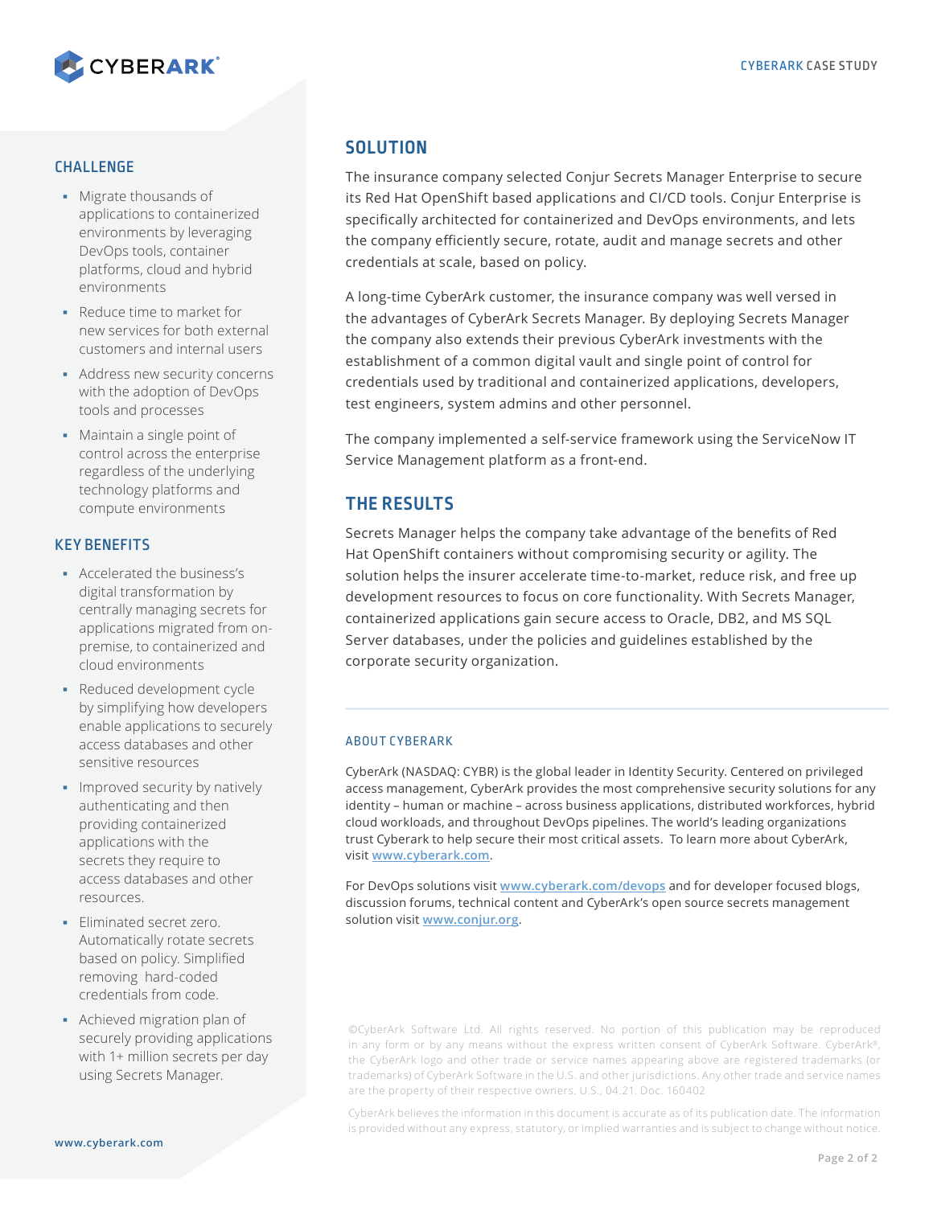## CHALLENGE

- Migrate thousands of applications to containerized environments by leveraging DevOps tools, container platforms, cloud and hybrid environments
- Reduce time to market for new services for both external customers and internal users
- Address new security concerns with the adoption of DevOps tools and processes
- Maintain a single point of control across the enterprise regardless of the underlying technology platforms and compute environments

## KEY BENEFITS

- Accelerated the business's digital transformation by centrally managing secrets for applications migrated from on-premise, to containerized and cloud environments
- Reduced development cycle by simplifying how developers enable applications to securely access databases and other sensitive resources
- Improved security by natively authenticating and then providing containerized applications with the secrets they require to access databases and other resources.
- Eliminated secret zero. Automatically rotate secrets based on policy. Simplified removing hard-coded credentials from code.
- Achieved migration plan of securely providing applications with 1+ million secrets per day using Secrets Manager.

## SOLUTION

The insurance company selected Conjur Secrets Manager Enterprise to secure its Red Hat OpenShift based applications and CI/CD tools. Conjur Enterprise is specifically architected for containerized and DevOps environments, and lets the company efficiently secure, rotate, audit and manage secrets and other credentials at scale, based on policy.

A long-time CyberArk customer, the insurance company was well versed in the advantages of CyberArk Secrets Manager. By deploying Secrets Manager the company also extends their previous CyberArk investments with the establishment of a common digital vault and single point of control for credentials used by traditional and containerized applications, developers, test engineers, system admins and other personnel.

The company implemented a self-service framework using the ServiceNow IT Service Management platform as a front-end.

## THE RESULTS

Secrets Manager helps the company take advantage of the benefits of Red Hat OpenShift containers without compromising security or agility. The solution helps the insurer accelerate time-to-market, reduce risk, and free up development resources to focus on core functionality. With Secrets Manager, containerized applications gain secure access to Oracle, DB2, and MS SQL Server databases, under the policies and guidelines established by the corporate security organization.

### ABOUT CYBERARK

CyberArk (NASDAQ: CYBR) is the global leader in Identity Security. Centered on privileged access management, CyberArk provides the most comprehensive security solutions for any identity – human or machine – across business applications, distributed workforces, hybrid cloud workloads, and throughout DevOps pipelines. The world's leading organizations trust Cyberark to help secure their most critical assets. To learn more about CyberArk, visit www.cyberark.com.

For DevOps solutions visit www.cyberark.com/devops and for developer focused blogs, discussion forums, technical content and CyberArk's open source secrets management solution visit www.conjur.org.

©CyberArk Software Ltd. All rights reserved. No portion of this publication may be reproduced in any form or by any means without the express written consent of CyberArk Software. CyberArk®, the CyberArk logo and other trade or service names appearing above are registered trademarks (or trademarks) of CyberArk Software in the U.S. and other jurisdictions. Any other trade and service names are the property of their respective owners. U.S., 04.21. Doc. 160402

CyberArk believes the information in this document is accurate as of its publication date. The information is provided without any express, statutory, or implied warranties and is subject to change without notice.